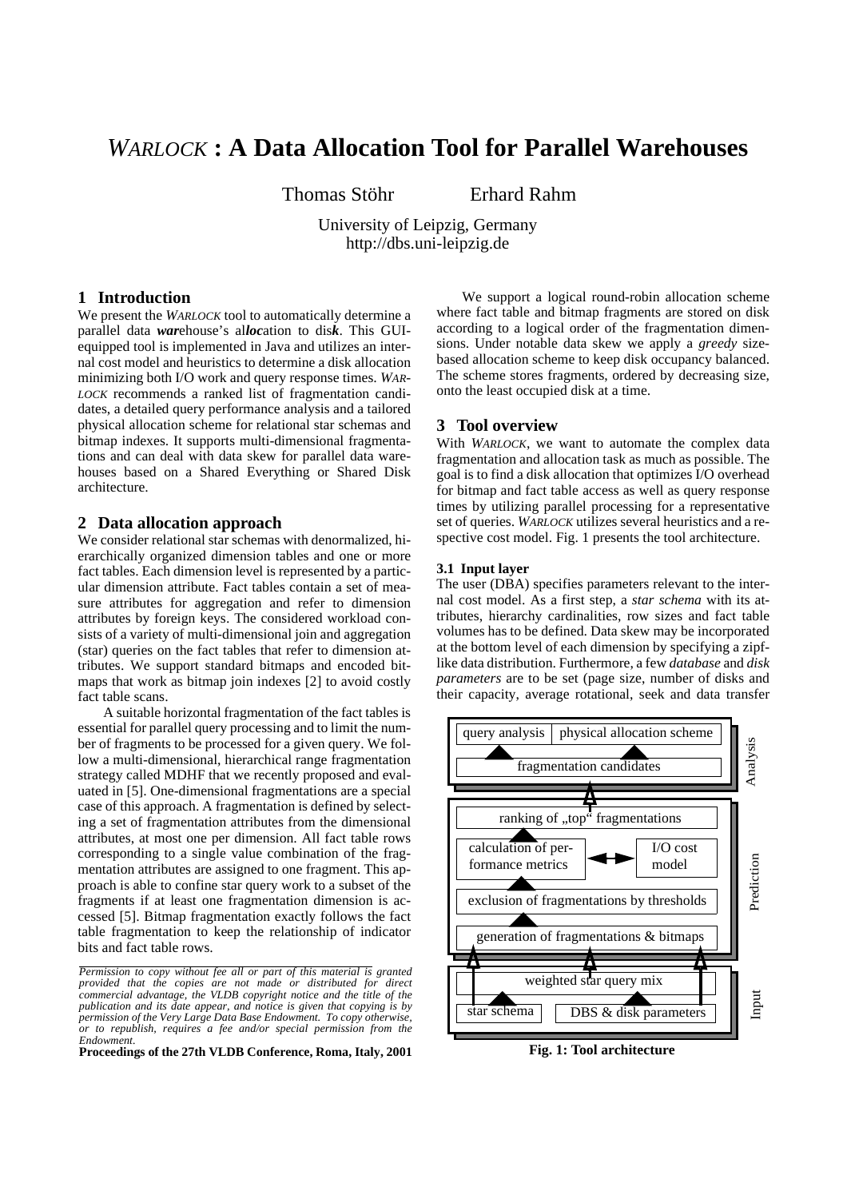# *WARLOCK* : A Data Allocation Tool for Parallel Warehouses

Thomas Stöhr Erhard Rahm

University of Leipzig, Germany
http://dbs.uni-leipzig.de

## 1 Introduction

We present the *WARLOCK* tool to automatically determine a parallel data ***war***ehouse's al***loc***ation to dis***k***. This GUI-equipped tool is implemented in Java and utilizes an internal cost model and heuristics to determine a disk allocation minimizing both I/O work and query response times. *WARLOCK* recommends a ranked list of fragmentation candidates, a detailed query performance analysis and a tailored physical allocation scheme for relational star schemas and bitmap indexes. It supports multi-dimensional fragmentations and can deal with data skew for parallel data warehouses based on a Shared Everything or Shared Disk architecture.

## 2 Data allocation approach

We consider relational star schemas with denormalized, hierarchically organized dimension tables and one or more fact tables. Each dimension level is represented by a particular dimension attribute. Fact tables contain a set of measure attributes for aggregation and refer to dimension attributes by foreign keys. The considered workload consists of a variety of multi-dimensional join and aggregation (star) queries on the fact tables that refer to dimension attributes. We support standard bitmaps and encoded bitmaps that work as bitmap join indexes [2] to avoid costly fact table scans.

A suitable horizontal fragmentation of the fact tables is essential for parallel query processing and to limit the number of fragments to be processed for a given query. We follow a multi-dimensional, hierarchical range fragmentation strategy called MDHF that we recently proposed and evaluated in [5]. One-dimensional fragmentations are a special case of this approach. A fragmentation is defined by selecting a set of fragmentation attributes from the dimensional attributes, at most one per dimension. All fact table rows corresponding to a single value combination of the fragmentation attributes are assigned to one fragment. This approach is able to confine star query work to a subset of the fragments if at least one fragmentation dimension is accessed [5]. Bitmap fragmentation exactly follows the fact table fragmentation to keep the relationship of indicator bits and fact table rows.

*Permission to copy without fee all or part of this material is granted provided that the copies are not made or distributed for direct commercial advantage, the VLDB copyright notice and the title of the publication and its date appear, and notice is given that copying is by permission of the Very Large Data Base Endowment. To copy otherwise, or to republish, requires a fee and/or special permission from the Endowment.*

**Proceedings of the 27th VLDB Conference, Roma, Italy, 2001**

We support a logical round-robin allocation scheme where fact table and bitmap fragments are stored on disk according to a logical order of the fragmentation dimensions. Under notable data skew we apply a *greedy* size-based allocation scheme to keep disk occupancy balanced. The scheme stores fragments, ordered by decreasing size, onto the least occupied disk at a time.

## 3 Tool overview

With *WARLOCK*, we want to automate the complex data fragmentation and allocation task as much as possible. The goal is to find a disk allocation that optimizes I/O overhead for bitmap and fact table access as well as query response times by utilizing parallel processing for a representative set of queries. *WARLOCK* utilizes several heuristics and a respective cost model. Fig. 1 presents the tool architecture.

### 3.1 Input layer

The user (DBA) specifies parameters relevant to the internal cost model. As a first step, a *star schema* with its attributes, hierarchy cardinalities, row sizes and fact table volumes has to be defined. Data skew may be incorporated at the bottom level of each dimension by specifying a zipf-like data distribution. Furthermore, a few *database* and *disk parameters* are to be set (page size, number of disks and their capacity, average rotational, seek and data transfer

Analysis: query analysis | physical allocation scheme; fragmentation candidates
Prediction: ranking of „top" fragmentations; calculation of performance metrics ↔ I/O cost model; exclusion of fragmentations by thresholds; generation of fragmentations & bitmaps
Input: weighted star query mix; star schema; DBS & disk parameters

**Fig. 1: Tool architecture**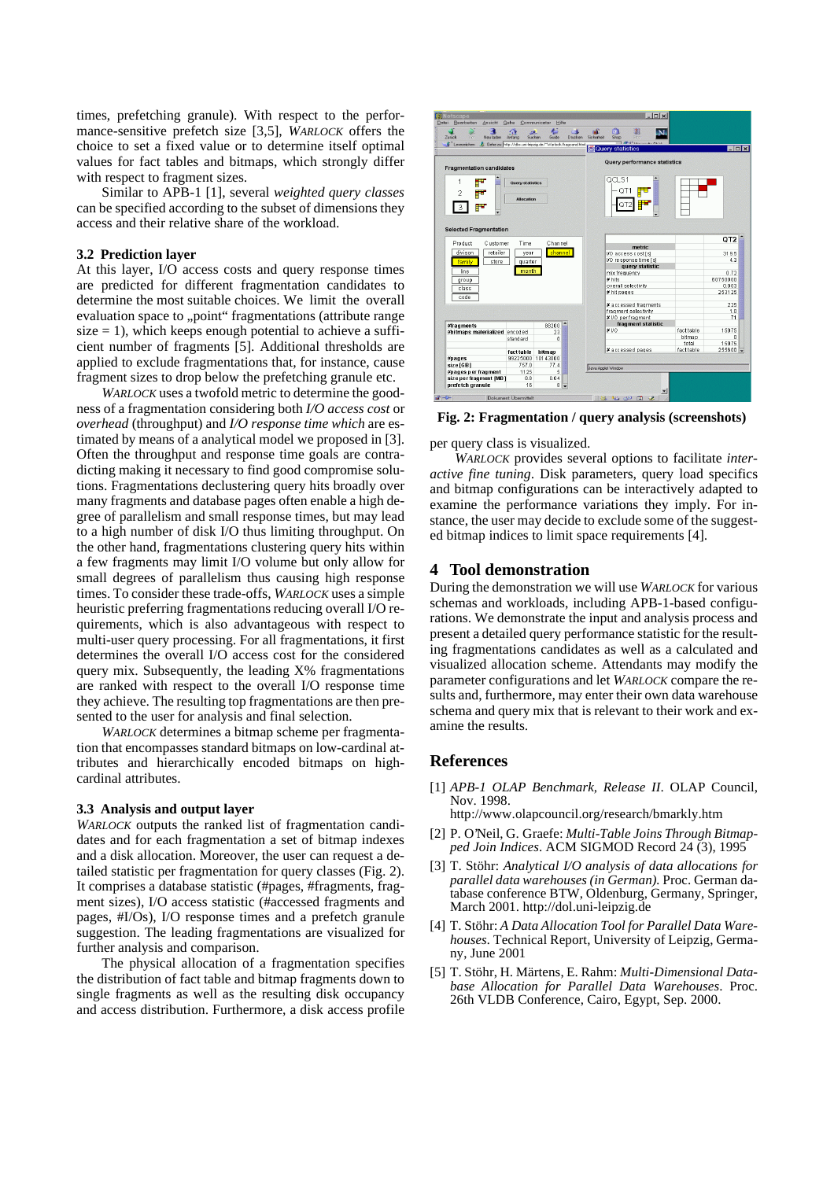times, prefetching granule). With respect to the performance-sensitive prefetch size [3,5], *WARLOCK* offers the choice to set a fixed value or to determine itself optimal values for fact tables and bitmaps, which strongly differ with respect to fragment sizes.

Similar to APB-1 [1], several *weighted query classes* can be specified according to the subset of dimensions they access and their relative share of the workload.

### 3.2 Prediction layer

At this layer, I/O access costs and query response times are predicted for different fragmentation candidates to determine the most suitable choices. We limit the overall evaluation space to „point" fragmentations (attribute range size = 1), which keeps enough potential to achieve a sufficient number of fragments [5]. Additional thresholds are applied to exclude fragmentations that, for instance, cause fragment sizes to drop below the prefetching granule etc.

*WARLOCK* uses a twofold metric to determine the goodness of a fragmentation considering both *I/O access cost* or *overhead* (throughput) and *I/O response time which* are estimated by means of a analytical model we proposed in [3]. Often the throughput and response time goals are contradicting making it necessary to find good compromise solutions. Fragmentations declustering query hits broadly over many fragments and database pages often enable a high degree of parallelism and small response times, but may lead to a high number of disk I/O thus limiting throughput. On the other hand, fragmentations clustering query hits within a few fragments may limit I/O volume but only allow for small degrees of parallelism thus causing high response times. To consider these trade-offs, *WARLOCK* uses a simple heuristic preferring fragmentations reducing overall I/O requirements, which is also advantageous with respect to multi-user query processing. For all fragmentations, it first determines the overall I/O access cost for the considered query mix. Subsequently, the leading X% fragmentations are ranked with respect to the overall I/O response time they achieve. The resulting top fragmentations are then presented to the user for analysis and final selection.

*WARLOCK* determines a bitmap scheme per fragmentation that encompasses standard bitmaps on low-cardinal attributes and hierarchically encoded bitmaps on high-cardinal attributes.

### 3.3 Analysis and output layer

*WARLOCK* outputs the ranked list of fragmentation candidates and for each fragmentation a set of bitmap indexes and a disk allocation. Moreover, the user can request a detailed statistic for fragmentation for query classes (Fig. 2). It comprises a database statistic (#pages, #fragments, fragment sizes), I/O access statistic (#accessed fragments and pages, #I/Os), I/O response times and a prefetch granule suggestion. The leading fragmentations are visualized for further analysis and comparison.

The physical allocation of a fragmentation specifies the distribution of fact table and bitmap fragments down to single fragments as well as the resulting disk occupancy and access distribution. Furthermore, a disk access profile per query class is visualized.

*WARLOCK* provides several options to facilitate *interactive fine tuning*. Disk parameters, query load specifics and bitmap configurations can be interactively adapted to examine the performance variations they imply. For instance, the user may decide to exclude some of the suggested bitmap indices to limit space requirements [4].

**Fig. 2: Fragmentation / query analysis (screenshots)**

## 4 Tool demonstration

During the demonstration we will use *WARLOCK* for various schemas and workloads, including APB-1-based configurations. We demonstrate the input and analysis process and present a detailed query performance statistic for the resulting fragmentations candidates as well as a calculated and visualized allocation scheme. Attendants may modify the parameter configurations and let *WARLOCK* compare the results and, furthermore, may enter their own data warehouse schema and query mix that is relevant to their work and examine the results.

## References

[1] *APB-1 OLAP Benchmark, Release II*. OLAP Council, Nov. 1998. http://www.olapcouncil.org/research/bmarkly.htm

[2] P. O'Neil, G. Graefe: *Multi-Table Joins Through Bitmapped Join Indices*. ACM SIGMOD Record 24 (3), 1995

[3] T. Stöhr: *Analytical I/O analysis of data allocations for parallel data warehouses (in German)*. Proc. German database conference BTW, Oldenburg, Germany, Springer, March 2001. http://dol.uni-leipzig.de

[4] T. Stöhr: *A Data Allocation Tool for Parallel Data Warehouses*. Technical Report, University of Leipzig, Germany, June 2001

[5] T. Stöhr, H. Märtens, E. Rahm: *Multi-Dimensional Database Allocation for Parallel Data Warehouses*. Proc. 26th VLDB Conference, Cairo, Egypt, Sep. 2000.